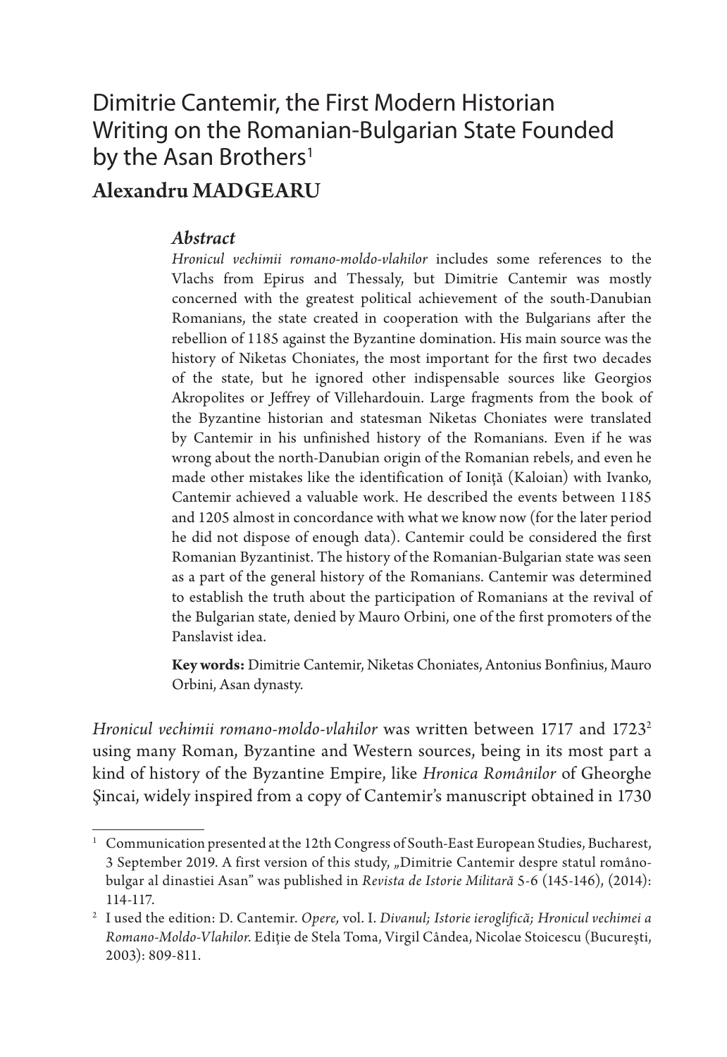# Dimitrie Cantemir, the First Modern Historian Writing on the Romanian-Bulgarian State Founded by the Asan Brothers[1]

**Alexandru MADGEARU**

### *Abstract*

*Hronicul vechimii romano-moldo-vlahilor* includes some references to the Vlachs from Epirus and Thessaly, but Dimitrie Cantemir was mostly concerned with the greatest political achievement of the south-Danubian Romanians, the state created in cooperation with the Bulgarians after the rebellion of 1185 against the Byzantine domination. His main source was the history of Niketas Choniates, the most important for the first two decades of the state, but he ignored other indispensable sources like Georgios Akropolites or Jeffrey of Villehardouin. Large fragments from the book of the Byzantine historian and statesman Niketas Choniates were translated by Cantemir in his unfinished history of the Romanians. Even if he was wrong about the north-Danubian origin of the Romanian rebels, and even he made other mistakes like the identification of Ioniță (Kaloian) with Ivanko, Cantemir achieved a valuable work. He described the events between 1185 and 1205 almost in concordance with what we know now (for the later period he did not dispose of enough data). Cantemir could be considered the first Romanian Byzantinist. The history of the Romanian-Bulgarian state was seen as a part of the general history of the Romanians. Cantemir was determined to establish the truth about the participation of Romanians at the revival of the Bulgarian state, denied by Mauro Orbini, one of the first promoters of the Panslavist idea.

**Key words:** Dimitrie Cantemir, Niketas Choniates, Antonius Bonfinius, Mauro Orbini, Asan dynasty.

*Hronicul vechimii romano-moldo-vlahilor* was written between 1717 and 1723[2] using many Roman, Byzantine and Western sources, being in its most part a kind of history of the Byzantine Empire, like *Hronica Românilor* of Gheorghe Şincai, widely inspired from a copy of Cantemir's manuscript obtained in 1730

---

[1] Communication presented at the 12th Congress of South-East European Studies, Bucharest, 3 September 2019. A first version of this study, „Dimitrie Cantemir despre statul româno-bulgar al dinastiei Asan" was published in *Revista de Istorie Militară* 5-6 (145-146), (2014): 114-117.

[2] I used the edition: D. Cantemir. *Opere*, vol. I. *Divanul; Istorie ieroglifică; Hronicul vechimei a Romano-Moldo-Vlahilor*. Ediție de Stela Toma, Virgil Cândea, Nicolae Stoicescu (Bucureşti, 2003): 809-811.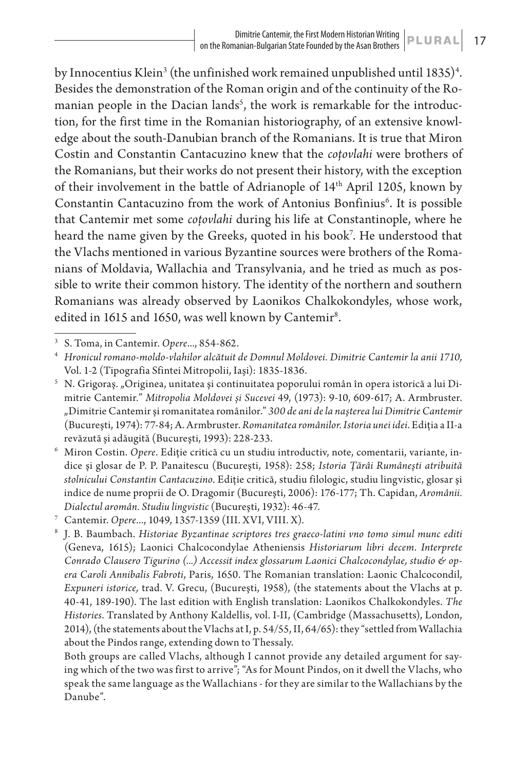by Innocentius Klein[3] (the unfinished work remained unpublished until 1835)[4]. Besides the demonstration of the Roman origin and of the continuity of the Romanian people in the Dacian lands[5], the work is remarkable for the introduction, for the first time in the Romanian historiography, of an extensive knowledge about the south-Danubian branch of the Romanians. It is true that Miron Costin and Constantin Cantacuzino knew that the *coţovlahi* were brothers of the Romanians, but their works do not present their history, with the exception of their involvement in the battle of Adrianople of 14th April 1205, known by Constantin Cantacuzino from the work of Antonius Bonfinius[6]. It is possible that Cantemir met some *coţovlahi* during his life at Constantinople, where he heard the name given by the Greeks, quoted in his book[7]. He understood that the Vlachs mentioned in various Byzantine sources were brothers of the Romanians of Moldavia, Wallachia and Transylvania, and he tried as much as possible to write their common history. The identity of the northern and southern Romanians was already observed by Laonikos Chalkokondyles, whose work, edited in 1615 and 1650, was well known by Cantemir[8].

---

[3] S. Toma, in Cantemir. *Opere*..., 854-862.

[4] *Hronicul romano-moldo-vlahilor alcătuit de Domnul Moldovei. Dimitrie Cantemir la anii 1710,* Vol. 1-2 (Tipografia Sfintei Mitropolii, Iaşi): 1835-1836.

[5] N. Grigoraş. „Originea, unitatea şi continuitatea poporului român în opera istorică a lui Dimitrie Cantemir." *Mitropolia Moldovei şi Sucevei* 49, (1973): 9-10, 609-617; A. Armbruster. „Dimitrie Cantemir şi romanitatea românilor." *300 de ani de la naşterea lui Dimitrie Cantemir* (Bucureşti, 1974): 77-84; A. Armbruster. *Romanitatea românilor. Istoria unei idei*. Ediţia a II-a revăzută şi adăugită (Bucureşti, 1993): 228-233.

[6] Miron Costin. *Opere*. Ediţie critică cu un studiu introductiv, note, comentarii, variante, indice şi glosar de P. P. Panaitescu (Bucureşti, 1958): 258; *Istoria Ţărâi Rumâneşti atribuită stolnicului Constantin Cantacuzino*. Ediţie critică, studiu filologic, studiu lingvistic, glosar şi indice de nume proprii de O. Dragomir (Bucureşti, 2006): 176-177; Th. Capidan, *Aromânii. Dialectul aromân. Studiu lingvistic* (Bucureşti, 1932): 46-47.

[7] Cantemir. *Opere*..., 1049, 1357-1359 (III. XVI, VIII. X).

[8] J. B. Baumbach. *Historiae Byzantinae scriptores tres graeco-latini vno tomo simul munc editi* (Geneva, 1615); Laonici Chalcocondylae Atheniensis *Historiarum libri decem. Interprete Conrado Clausero Tigurino (...) Accessit index glossarum Laonici Chalcocondylae, studio & opera Caroli Annibalis Fabroti*, Paris, 1650. The Romanian translation: Laonic Chalcocondil, *Expuneri istorice,* trad. V. Grecu, (Bucureşti, 1958), (the statements about the Vlachs at p. 40-41, 189-190). The last edition with English translation: Laonikos Chalkokondyles. *The Histories*. Translated by Anthony Kaldellis, vol. I-II, (Cambridge (Massachusetts), London, 2014), (the statements about the Vlachs at I, p. 54/55, II, 64/65): they "settled from Wallachia about the Pindos range, extending down to Thessaly.

Both groups are called Vlachs, although I cannot provide any detailed argument for saying which of the two was first to arrive"; "As for Mount Pindos, on it dwell the Vlachs, who speak the same language as the Wallachians - for they are similar to the Wallachians by the Danube".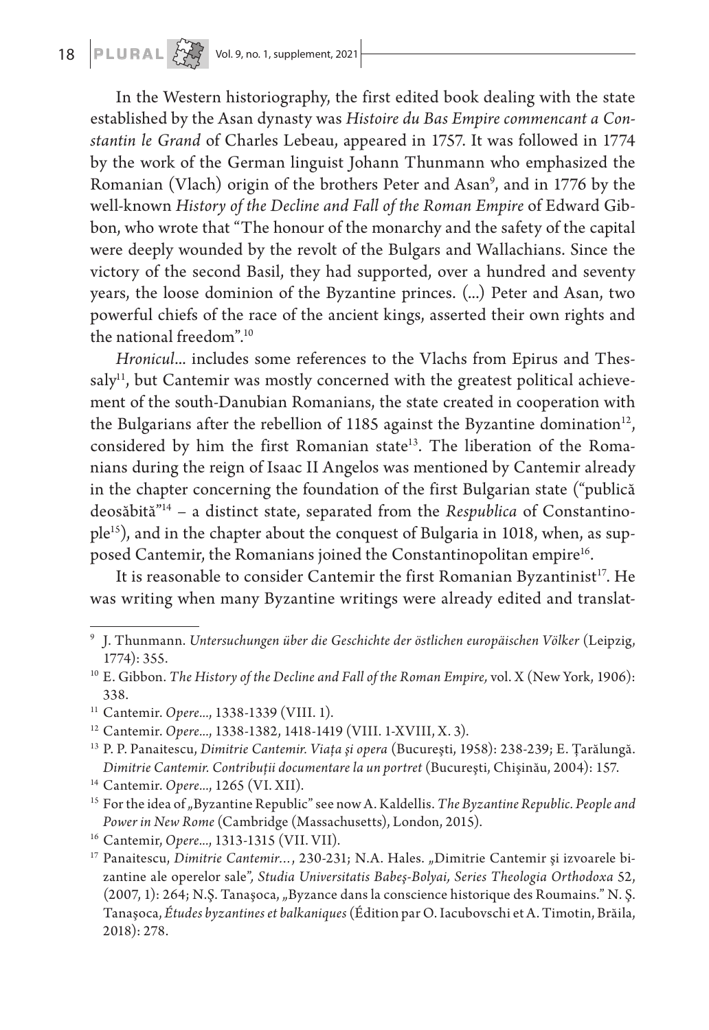In the Western historiography, the first edited book dealing with the state established by the Asan dynasty was *Histoire du Bas Empire commencant a Constantin le Grand* of Charles Lebeau, appeared in 1757. It was followed in 1774 by the work of the German linguist Johann Thunmann who emphasized the Romanian (Vlach) origin of the brothers Peter and Asan[9], and in 1776 by the well-known *History of the Decline and Fall of the Roman Empire* of Edward Gibbon, who wrote that "The honour of the monarchy and the safety of the capital were deeply wounded by the revolt of the Bulgars and Wallachians. Since the victory of the second Basil, they had supported, over a hundred and seventy years, the loose dominion of the Byzantine princes. (...) Peter and Asan, two powerful chiefs of the race of the ancient kings, asserted their own rights and the national freedom".[10]

*Hronicul*... includes some references to the Vlachs from Epirus and Thessaly[11], but Cantemir was mostly concerned with the greatest political achievement of the south-Danubian Romanians, the state created in cooperation with the Bulgarians after the rebellion of 1185 against the Byzantine domination[12], considered by him the first Romanian state[13]. The liberation of the Romanians during the reign of Isaac II Angelos was mentioned by Cantemir already in the chapter concerning the foundation of the first Bulgarian state ("publică deosăbită"[14] – a distinct state, separated from the *Respublica* of Constantinople[15]), and in the chapter about the conquest of Bulgaria in 1018, when, as supposed Cantemir, the Romanians joined the Constantinopolitan empire[16].

It is reasonable to consider Cantemir the first Romanian Byzantinist[17]. He was writing when many Byzantine writings were already edited and translat-

---

[9] J. Thunmann. *Untersuchungen über die Geschichte der östlichen europäischen Völker* (Leipzig, 1774): 355.

[10] E. Gibbon. *The History of the Decline and Fall of the Roman Empire*, vol. X (New York, 1906): 338.

[11] Cantemir. *Opere*..., 1338-1339 (VIII. 1).

[12] Cantemir. *Opere*..., 1338-1382, 1418-1419 (VIII. 1-XVIII, X. 3).

[13] P. P. Panaitescu, *Dimitrie Cantemir. Viața și opera* (București, 1958): 238-239; E. Țarălungă. *Dimitrie Cantemir. Contribuții documentare la un portret* (București, Chișinău, 2004): 157.

[14] Cantemir. *Opere*..., 1265 (VI. XII).

[15] For the idea of „Byzantine Republic" see now A. Kaldellis. *The Byzantine Republic. People and Power in New Rome* (Cambridge (Massachusetts), London, 2015).

[16] Cantemir, *Opere*..., 1313-1315 (VII. VII).

[17] Panaitescu, *Dimitrie Cantemir*…, 230-231; N.A. Hales. „Dimitrie Cantemir şi izvoarele bizantine ale operelor sale", *Studia Universitatis Babeş-Bolyai, Series Theologia Orthodoxa* 52, (2007, 1): 264; N.Ş. Tanaşoca, „Byzance dans la conscience historique des Roumains." N. Ş. Tanaşoca, *Études byzantines et balkaniques* (Édition par O. Iacubovschi et A. Timotin, Brăila, 2018): 278.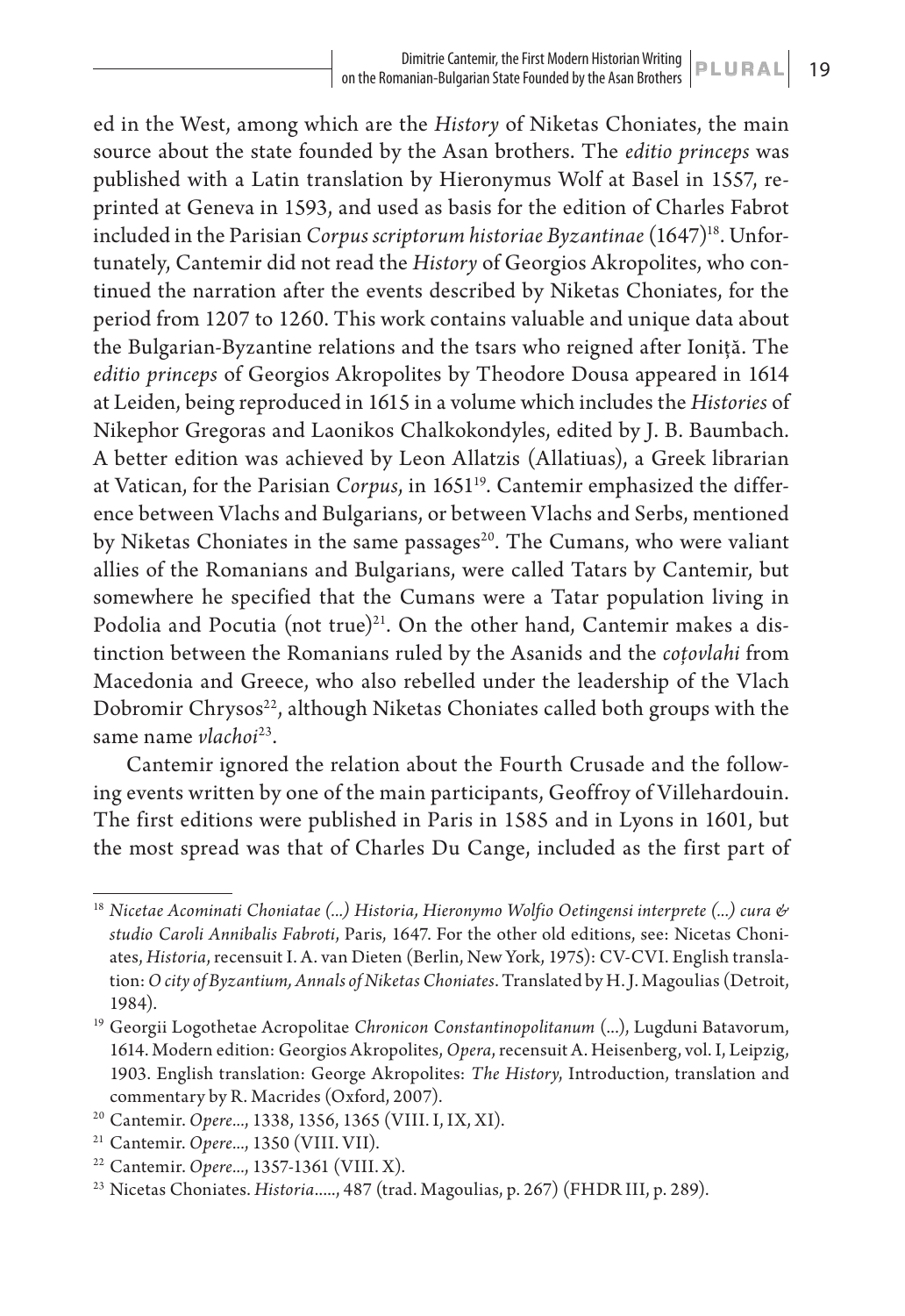ed in the West, among which are the *History* of Niketas Choniates, the main source about the state founded by the Asan brothers. The *editio princeps* was published with a Latin translation by Hieronymus Wolf at Basel in 1557, reprinted at Geneva in 1593, and used as basis for the edition of Charles Fabrot included in the Parisian *Corpus scriptorum historiae Byzantinae* (1647)[18]. Unfortunately, Cantemir did not read the *History* of Georgios Akropolites, who continued the narration after the events described by Niketas Choniates, for the period from 1207 to 1260. This work contains valuable and unique data about the Bulgarian-Byzantine relations and the tsars who reigned after Ioniță. The *editio princeps* of Georgios Akropolites by Theodore Dousa appeared in 1614 at Leiden, being reproduced in 1615 in a volume which includes the *Histories* of Nikephor Gregoras and Laonikos Chalkokondyles, edited by J. B. Baumbach. A better edition was achieved by Leon Allatzis (Allatiuas), a Greek librarian at Vatican, for the Parisian *Corpus*, in 1651[19]. Cantemir emphasized the difference between Vlachs and Bulgarians, or between Vlachs and Serbs, mentioned by Niketas Choniates in the same passages[20]. The Cumans, who were valiant allies of the Romanians and Bulgarians, were called Tatars by Cantemir, but somewhere he specified that the Cumans were a Tatar population living in Podolia and Pocutia (not true)[21]. On the other hand, Cantemir makes a distinction between the Romanians ruled by the Asanids and the *coțovlahi* from Macedonia and Greece, who also rebelled under the leadership of the Vlach Dobromir Chrysos[22], although Niketas Choniates called both groups with the same name *vlachoi*[23].

Cantemir ignored the relation about the Fourth Crusade and the following events written by one of the main participants, Geoffroy of Villehardouin. The first editions were published in Paris in 1585 and in Lyons in 1601, but the most spread was that of Charles Du Cange, included as the first part of

---

[18] *Nicetae Acominati Choniatae (...) Historia, Hieronymo Wolfio Oetingensi interprete (...) cura & studio Caroli Annibalis Fabroti*, Paris, 1647. For the other old editions, see: Nicetas Choniates, *Historia*, recensuit I. A. van Dieten (Berlin, New York, 1975): CV-CVI. English translation: *O city of Byzantium, Annals of Niketas Choniates*. Translated by H. J. Magoulias (Detroit, 1984).

[19] Georgii Logothetae Acropolitae *Chronicon Constantinopolitanum* (...), Lugduni Batavorum, 1614. Modern edition: Georgios Akropolites, *Opera*, recensuit A. Heisenberg, vol. I, Leipzig, 1903. English translation: George Akropolites: *The History*, Introduction, translation and commentary by R. Macrides (Oxford, 2007).

[20] Cantemir. *Opere...*, 1338, 1356, 1365 (VIII. I, IX, XI).

[21] Cantemir. *Opere...*, 1350 (VIII. VII).

[22] Cantemir. *Opere...*, 1357-1361 (VIII. X).

[23] Nicetas Choniates. *Historia*....., 487 (trad. Magoulias, p. 267) (FHDR III, p. 289).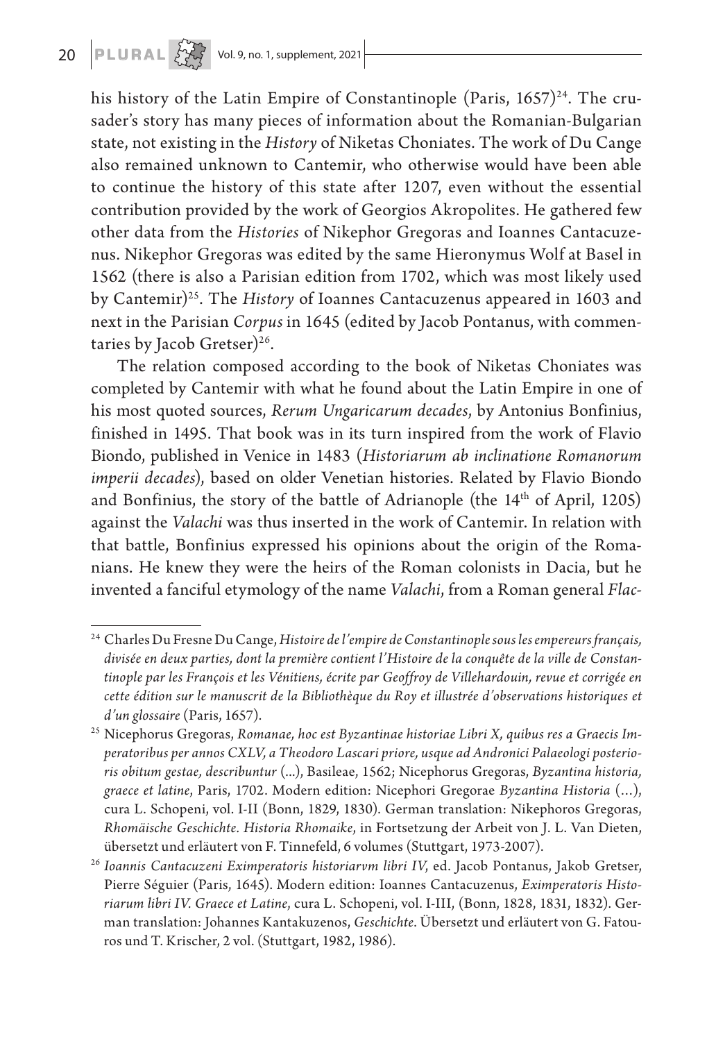his history of the Latin Empire of Constantinople (Paris, 1657)[24]. The crusader's story has many pieces of information about the Romanian-Bulgarian state, not existing in the *History* of Niketas Choniates. The work of Du Cange also remained unknown to Cantemir, who otherwise would have been able to continue the history of this state after 1207, even without the essential contribution provided by the work of Georgios Akropolites. He gathered few other data from the *Histories* of Nikephor Gregoras and Ioannes Cantacuzenus. Nikephor Gregoras was edited by the same Hieronymus Wolf at Basel in 1562 (there is also a Parisian edition from 1702, which was most likely used by Cantemir)[25]. The *History* of Ioannes Cantacuzenus appeared in 1603 and next in the Parisian *Corpus* in 1645 (edited by Jacob Pontanus, with commentaries by Jacob Gretser)[26].

The relation composed according to the book of Niketas Choniates was completed by Cantemir with what he found about the Latin Empire in one of his most quoted sources, *Rerum Ungaricarum decades*, by Antonius Bonfinius, finished in 1495. That book was in its turn inspired from the work of Flavio Biondo, published in Venice in 1483 (*Historiarum ab inclinatione Romanorum imperii decades*), based on older Venetian histories. Related by Flavio Biondo and Bonfinius, the story of the battle of Adrianople (the 14th of April, 1205) against the *Valachi* was thus inserted in the work of Cantemir. In relation with that battle, Bonfinius expressed his opinions about the origin of the Romanians. He knew they were the heirs of the Roman colonists in Dacia, but he invented a fanciful etymology of the name *Valachi*, from a Roman general *Flac-*

---

[24] Charles Du Fresne Du Cange, *Histoire de l'empire de Constantinople sous les empereurs français, divisée en deux parties, dont la première contient l'Histoire de la conquête de la ville de Constantinople par les François et les Vénitiens, écrite par Geoffroy de Villehardouin, revue et corrigée en cette édition sur le manuscrit de la Bibliothèque du Roy et illustrée d'observations historiques et d'un glossaire* (Paris, 1657).

[25] Nicephorus Gregoras, *Romanae, hoc est Byzantinae historiae Libri X, quibus res a Graecis Imperatoribus per annos CXLV, a Theodoro Lascari priore, usque ad Andronici Palaeologi posterioris obitum gestae, describuntur* (...), Basileae, 1562; Nicephorus Gregoras, *Byzantina historia, graece et latine*, Paris, 1702. Modern edition: Nicephori Gregorae *Byzantina Historia* (...), cura L. Schopeni, vol. I-II (Bonn, 1829, 1830). German translation: Nikephoros Gregoras, *Rhomäische Geschichte. Historia Rhomaike*, in Fortsetzung der Arbeit von J. L. Van Dieten, übersetzt und erläutert von F. Tinnefeld, 6 volumes (Stuttgart, 1973-2007).

[26] *Ioannis Cantacuzeni Eximperatoris historiarvm libri IV*, ed. Jacob Pontanus, Jakob Gretser, Pierre Séguier (Paris, 1645). Modern edition: Ioannes Cantacuzenus, *Eximperatoris Historiarum libri IV. Graece et Latine*, cura L. Schopeni, vol. I-III, (Bonn, 1828, 1831, 1832). German translation: Johannes Kantakuzenos, *Geschichte*. Übersetzt und erläutert von G. Fatouros und T. Krischer, 2 vol. (Stuttgart, 1982, 1986).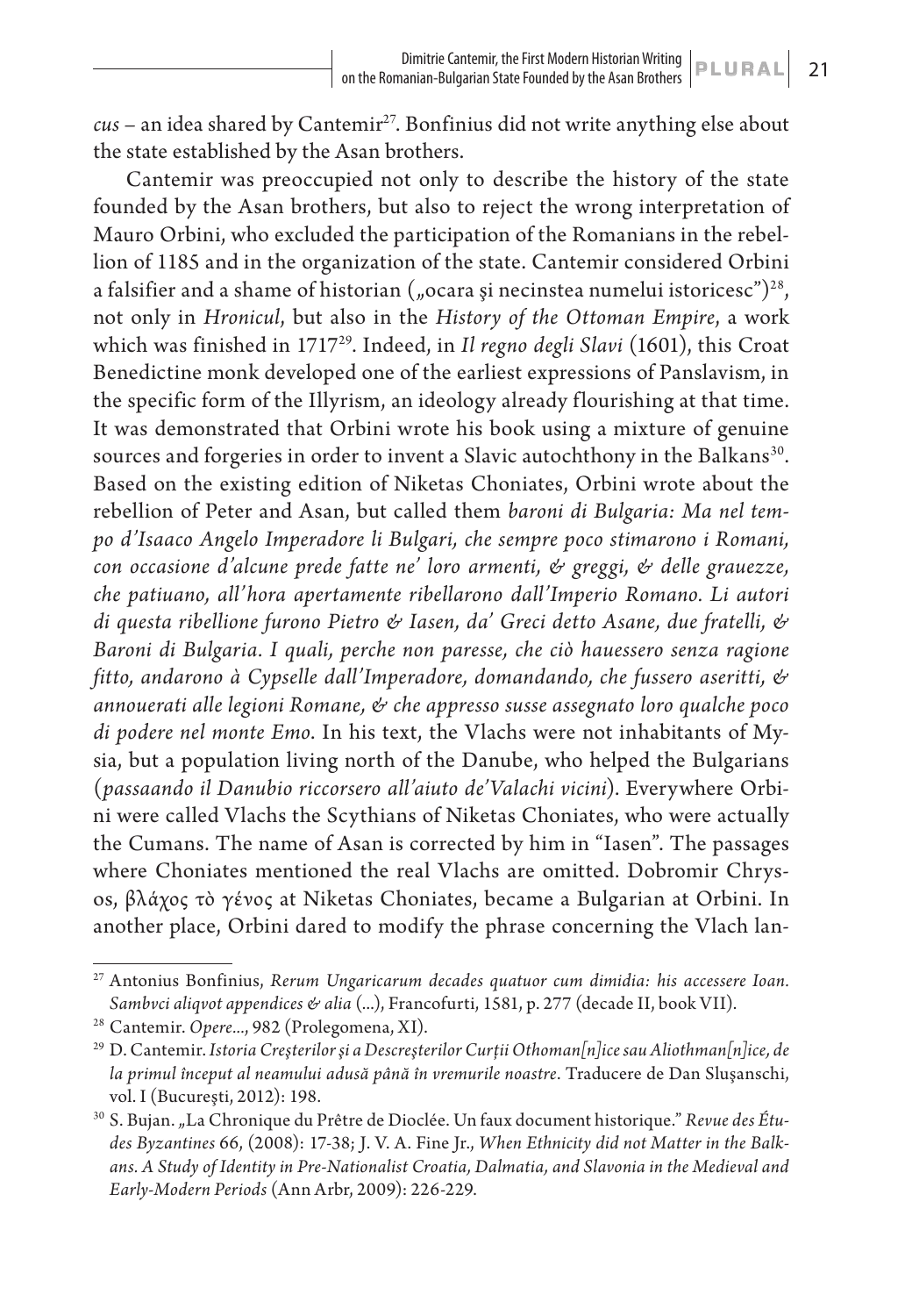*cus* – an idea shared by Cantemir[27]. Bonfinius did not write anything else about the state established by the Asan brothers.

Cantemir was preoccupied not only to describe the history of the state founded by the Asan brothers, but also to reject the wrong interpretation of Mauro Orbini, who excluded the participation of the Romanians in the rebellion of 1185 and in the organization of the state. Cantemir considered Orbini a falsifier and a shame of historian („ocara şi necinstea numelui istoricesc")[28], not only in *Hronicul*, but also in the *History of the Ottoman Empire*, a work which was finished in 1717[29]. Indeed, in *Il regno degli Slavi* (1601), this Croat Benedictine monk developed one of the earliest expressions of Panslavism, in the specific form of the Illyrism, an ideology already flourishing at that time. It was demonstrated that Orbini wrote his book using a mixture of genuine sources and forgeries in order to invent a Slavic autochthony in the Balkans[30]. Based on the existing edition of Niketas Choniates, Orbini wrote about the rebellion of Peter and Asan, but called them *baroni di Bulgaria: Ma nel tempo d'Isaaco Angelo Imperadore li Bulgari, che sempre poco stimarono i Romani, con occasione d'alcune prede fatte ne' loro armenti, & greggi, & delle grauezze, che patiuano, all'hora apertamente ribellarono dall'Imperio Romano. Li autori di questa ribellione furono Pietro & Iasen, da' Greci detto Asane, due fratelli, & Baroni di Bulgaria. I quali, perche non paresse, che ciò hauessero senza ragione fitto, andarono à Cypselle dall'Imperadore, domandando, che fussero aseritti, & annouerati alle legioni Romane, & che appresso susse assegnato loro qualche poco di podere nel monte Emo*. In his text, the Vlachs were not inhabitants of Mysia, but a population living north of the Danube, who helped the Bulgarians (*passaando il Danubio riccorsero all'aiuto de'Valachi vicini*). Everywhere Orbini were called Vlachs the Scythians of Niketas Choniates, who were actually the Cumans. The name of Asan is corrected by him in "Iasen". The passages where Choniates mentioned the real Vlachs are omitted. Dobromir Chrysos, βλάχος τὸ γένος at Niketas Choniates, became a Bulgarian at Orbini. In another place, Orbini dared to modify the phrase concerning the Vlach lan-

---

[27] Antonius Bonfinius, *Rerum Ungaricarum decades quatuor cum dimidia: his accessere Ioan. Sambvci aliqvot appendices & alia* (...), Francofurti, 1581, p. 277 (decade II, book VII).

[28] Cantemir. *Opere...*, 982 (Prolegomena, XI).

[29] D. Cantemir. *Istoria Creşterilor şi a Descreşterilor Curţii Othoman[n]ice sau Aliothman[n]ice, de la primul început al neamului adusă până în vremurile noastre*. Traducere de Dan Sluşanschi, vol. I (Bucureşti, 2012): 198.

[30] S. Bujan. „La Chronique du Prêtre de Dioclée. Un faux document historique." *Revue des Études Byzantines* 66, (2008): 17-38; J. V. A. Fine Jr., *When Ethnicity did not Matter in the Balkans. A Study of Identity in Pre-Nationalist Croatia, Dalmatia, and Slavonia in the Medieval and Early-Modern Periods* (Ann Arbr, 2009): 226-229.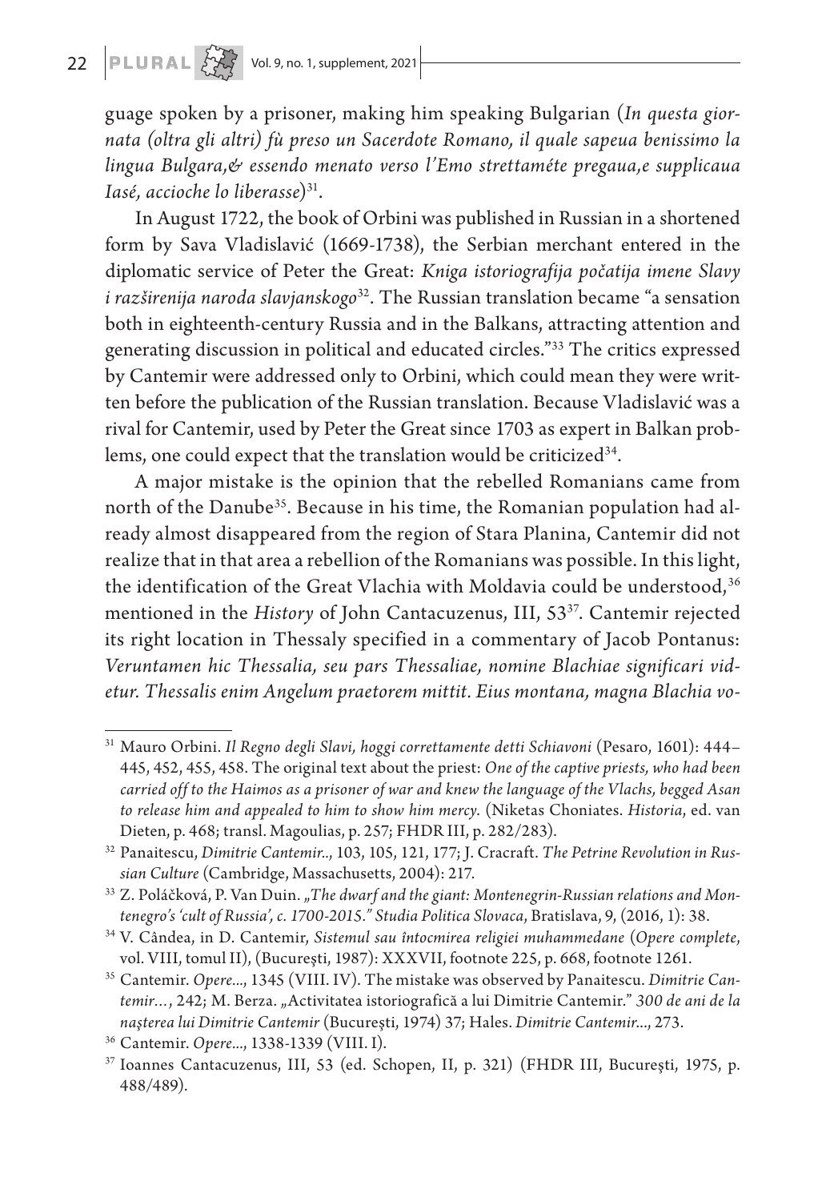guage spoken by a prisoner, making him speaking Bulgarian (*In questa giornata (oltra gli altri) fù preso un Sacerdote Romano, il quale sapeua benissimo la lingua Bulgara,& essendo menato verso l'Emo strettaméte pregaua,e supplicaua Iasé, accioche lo liberasse*)[31].

In August 1722, the book of Orbini was published in Russian in a shortened form by Sava Vladislavić (1669-1738), the Serbian merchant entered in the diplomatic service of Peter the Great: *Kniga istoriografija počatija imene Slavy i razširenija naroda slavjanskogo*[32]. The Russian translation became "a sensation both in eighteenth-century Russia and in the Balkans, attracting attention and generating discussion in political and educated circles."[33] The critics expressed by Cantemir were addressed only to Orbini, which could mean they were written before the publication of the Russian translation. Because Vladislavić was a rival for Cantemir, used by Peter the Great since 1703 as expert in Balkan problems, one could expect that the translation would be criticized[34].

A major mistake is the opinion that the rebelled Romanians came from north of the Danube[35]. Because in his time, the Romanian population had already almost disappeared from the region of Stara Planina, Cantemir did not realize that in that area a rebellion of the Romanians was possible. In this light, the identification of the Great Vlachia with Moldavia could be understood,[36] mentioned in the *History* of John Cantacuzenus, III, 53[37]. Cantemir rejected its right location in Thessaly specified in a commentary of Jacob Pontanus: *Veruntamen hic Thessalia, seu pars Thessaliae, nomine Blachiae significari videtur. Thessalis enim Angelum praetorem mittit. Eius montana, magna Blachia vo-*

---

[31] Mauro Orbini. *Il Regno degli Slavi, hoggi correttamente detti Schiavoni* (Pesaro, 1601): 444–445, 452, 455, 458. The original text about the priest: *One of the captive priests, who had been carried off to the Haimos as a prisoner of war and knew the language of the Vlachs, begged Asan to release him and appealed to him to show him mercy.* (Niketas Choniates. *Historia*, ed. van Dieten, p. 468; transl. Magoulias, p. 257; FHDR III, p. 282/283).

[32] Panaitescu, *Dimitrie Cantemir..*, 103, 105, 121, 177; J. Cracraft. *The Petrine Revolution in Russian Culture* (Cambridge, Massachusetts, 2004): 217.

[33] Z. Poláčková, P. Van Duin. *„The dwarf and the giant: Montenegrin-Russian relations and Montenegro's 'cult of Russia', c. 1700-2015." Studia Politica Slovaca*, Bratislava, 9, (2016, 1): 38.

[34] V. Cândea, in D. Cantemir, *Sistemul sau întocmirea religiei muhammedane* (*Opere complete*, vol. VIII, tomul II), (Bucureşti, 1987): XXXVII, footnote 225, p. 668, footnote 1261.

[35] Cantemir. *Opere*..., 1345 (VIII. IV). The mistake was observed by Panaitescu. *Dimitrie Cantemir…*, 242; M. Berza. „Activitatea istoriografică a lui Dimitrie Cantemir." *300 de ani de la naşterea lui Dimitrie Cantemir* (Bucureşti, 1974) 37; Hales. *Dimitrie Cantemir*..., 273.

[36] Cantemir. *Opere*..., 1338-1339 (VIII. I).

[37] Ioannes Cantacuzenus, III, 53 (ed. Schopen, II, p. 321) (FHDR III, Bucureşti, 1975, p. 488/489).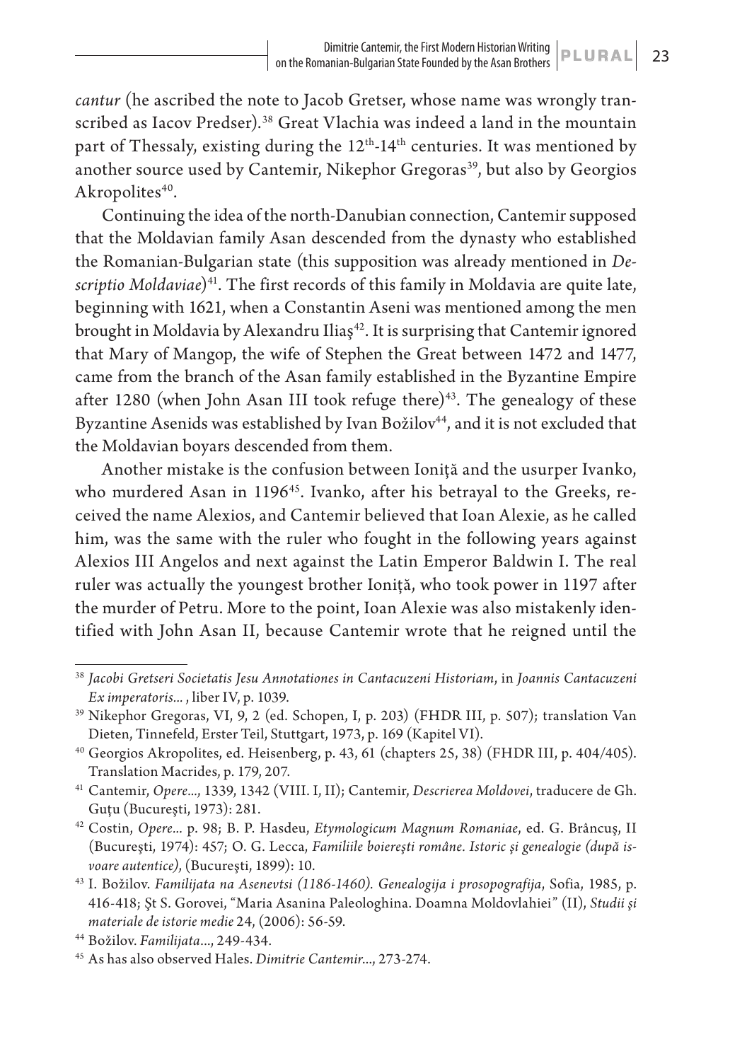*cantur* (he ascribed the note to Jacob Gretser, whose name was wrongly transcribed as Iacov Predser).[38] Great Vlachia was indeed a land in the mountain part of Thessaly, existing during the 12th-14th centuries. It was mentioned by another source used by Cantemir, Nikephor Gregoras[39], but also by Georgios Akropolites[40].

Continuing the idea of the north-Danubian connection, Cantemir supposed that the Moldavian family Asan descended from the dynasty who established the Romanian-Bulgarian state (this supposition was already mentioned in *Descriptio Moldaviae*)[41]. The first records of this family in Moldavia are quite late, beginning with 1621, when a Constantin Aseni was mentioned among the men brought in Moldavia by Alexandru Iliaş[42]. It is surprising that Cantemir ignored that Mary of Mangop, the wife of Stephen the Great between 1472 and 1477, came from the branch of the Asan family established in the Byzantine Empire after 1280 (when John Asan III took refuge there)[43]. The genealogy of these Byzantine Asenids was established by Ivan Božilov[44], and it is not excluded that the Moldavian boyars descended from them.

Another mistake is the confusion between Ioniţă and the usurper Ivanko, who murdered Asan in 1196[45]. Ivanko, after his betrayal to the Greeks, received the name Alexios, and Cantemir believed that Ioan Alexie, as he called him, was the same with the ruler who fought in the following years against Alexios III Angelos and next against the Latin Emperor Baldwin I. The real ruler was actually the youngest brother Ioniţă, who took power in 1197 after the murder of Petru. More to the point, Ioan Alexie was also mistakenly identified with John Asan II, because Cantemir wrote that he reigned until the

---

[38] *Jacobi Gretseri Societatis Jesu Annotationes in Cantacuzeni Historiam*, in *Joannis Cantacuzeni Ex imperatoris...* , liber IV, p. 1039.

[39] Nikephor Gregoras, VI, 9, 2 (ed. Schopen, I, p. 203) (FHDR III, p. 507); translation Van Dieten, Tinnefeld, Erster Teil, Stuttgart, 1973, p. 169 (Kapitel VI).

[40] Georgios Akropolites, ed. Heisenberg, p. 43, 61 (chapters 25, 38) (FHDR III, p. 404/405). Translation Macrides, p. 179, 207.

[41] Cantemir, *Opere...*, 1339, 1342 (VIII. I, II); Cantemir, *Descrierea Moldovei*, traducere de Gh. Guţu (Bucureşti, 1973): 281.

[42] Costin, *Opere...* p. 98; B. P. Hasdeu, *Etymologicum Magnum Romaniae*, ed. G. Brâncuş, II (Bucureşti, 1974): 457; O. G. Lecca, *Familiile boiereşti române. Istoric şi genealogie (după izvoare autentice)*, (Bucureşti, 1899): 10.

[43] I. Božilov. *Familijata na Asenevtsi (1186-1460). Genealogija i prosopografija*, Sofia, 1985, p. 416-418; Şt S. Gorovei, "Maria Asanina Paleologhina. Doamna Moldovlahiei" (II), *Studii şi materiale de istorie medie* 24, (2006): 56-59.

[44] Božilov. *Familijata*..., 249-434.

[45] As has also observed Hales. *Dimitrie Cantemir*..., 273-274.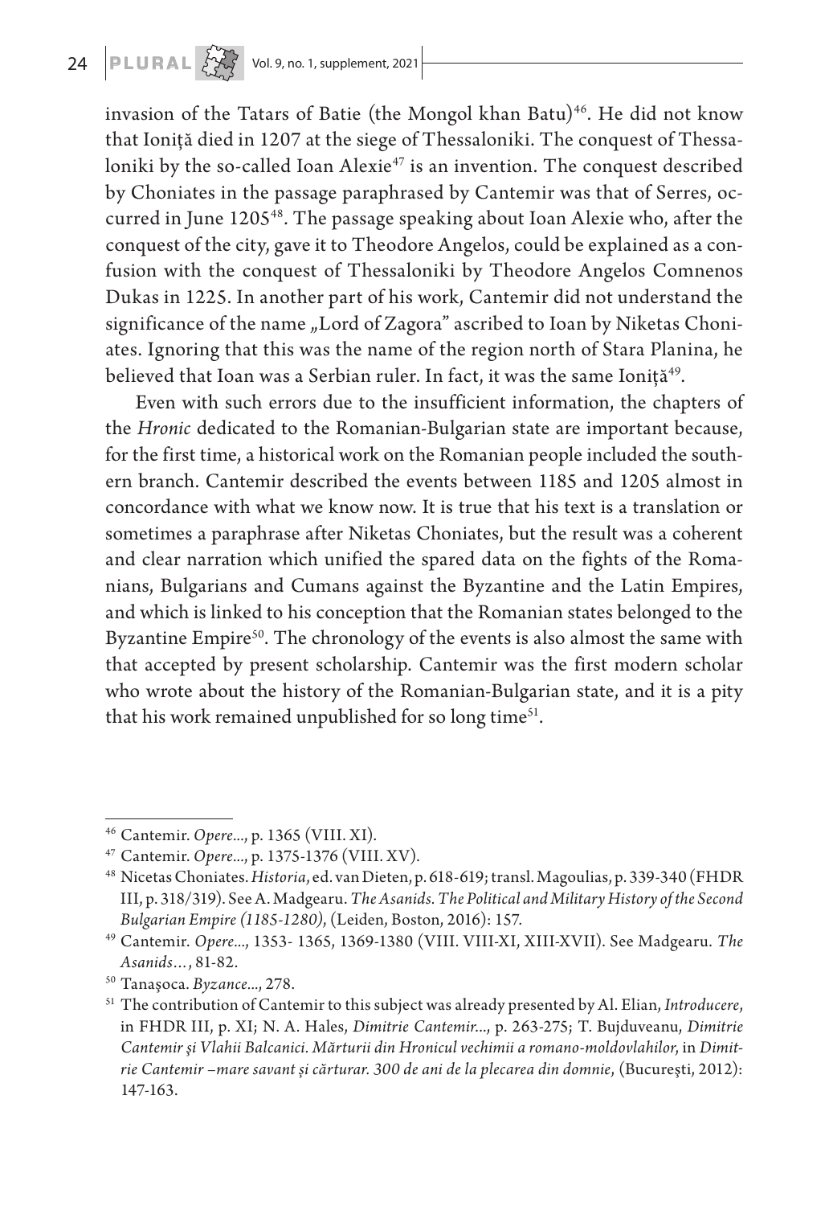invasion of the Tatars of Batie (the Mongol khan Batu)[46]. He did not know that Ioniță died in 1207 at the siege of Thessaloniki. The conquest of Thessaloniki by the so-called Ioan Alexie[47] is an invention. The conquest described by Choniates in the passage paraphrased by Cantemir was that of Serres, occurred in June 1205[48]. The passage speaking about Ioan Alexie who, after the conquest of the city, gave it to Theodore Angelos, could be explained as a confusion with the conquest of Thessaloniki by Theodore Angelos Comnenos Dukas in 1225. In another part of his work, Cantemir did not understand the significance of the name „Lord of Zagora" ascribed to Ioan by Niketas Choniates. Ignoring that this was the name of the region north of Stara Planina, he believed that Ioan was a Serbian ruler. In fact, it was the same Ioniță[49].

Even with such errors due to the insufficient information, the chapters of the *Hronic* dedicated to the Romanian-Bulgarian state are important because, for the first time, a historical work on the Romanian people included the southern branch. Cantemir described the events between 1185 and 1205 almost in concordance with what we know now. It is true that his text is a translation or sometimes a paraphrase after Niketas Choniates, but the result was a coherent and clear narration which unified the spared data on the fights of the Romanians, Bulgarians and Cumans against the Byzantine and the Latin Empires, and which is linked to his conception that the Romanian states belonged to the Byzantine Empire[50]. The chronology of the events is also almost the same with that accepted by present scholarship. Cantemir was the first modern scholar who wrote about the history of the Romanian-Bulgarian state, and it is a pity that his work remained unpublished for so long time[51].

---

[46] Cantemir. *Opere*..., p. 1365 (VIII. XI).

[47] Cantemir. *Opere*..., p. 1375-1376 (VIII. XV).

[48] Nicetas Choniates. *Historia*, ed. van Dieten, p. 618-619; transl. Magoulias, p. 339-340 (FHDR III, p. 318/319). See A. Madgearu. *The Asanids. The Political and Military History of the Second Bulgarian Empire (1185-1280)*, (Leiden, Boston, 2016): 157.

[49] Cantemir. *Opere*..., 1353- 1365, 1369-1380 (VIII. VIII-XI, XIII-XVII). See Madgearu. *The Asanids*..., 81-82.

[50] Tanașoca. *Byzance*..., 278.

[51] The contribution of Cantemir to this subject was already presented by Al. Elian, *Introducere*, in FHDR III, p. XI; N. A. Hales, *Dimitrie Cantemir*..., p. 263-275; T. Bujduveanu, *Dimitrie Cantemir şi Vlahii Balcanici. Mărturii din Hronicul vechimii a romano-moldovlahilor*, in *Dimitrie Cantemir –mare savant și cărturar. 300 de ani de la plecarea din domnie*, (Bucureşti, 2012): 147-163.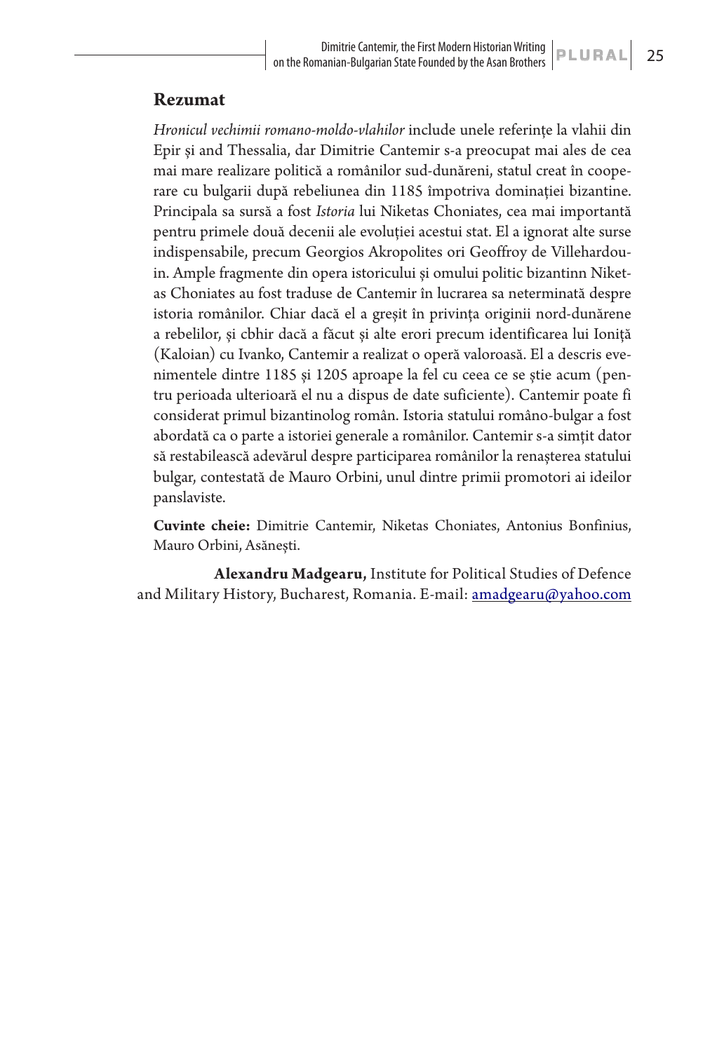## Rezumat

*Hronicul vechimii romano-moldo-vlahilor* include unele referințe la vlahii din Epir și and Thessalia, dar Dimitrie Cantemir s-a preocupat mai ales de cea mai mare realizare politică a românilor sud-dunăreni, statul creat în cooperare cu bulgarii după rebeliunea din 1185 împotriva dominației bizantine. Principala sa sursă a fost *Istoria* lui Niketas Choniates, cea mai importantă pentru primele două decenii ale evoluției acestui stat. El a ignorat alte surse indispensabile, precum Georgios Akropolites ori Geoffroy de Villehardouin. Ample fragmente din opera istoricului și omului politic bizantinn Niketas Choniates au fost traduse de Cantemir în lucrarea sa neterminată despre istoria românilor. Chiar dacă el a greșit în privința originii nord-dunărene a rebelilor, și cbhir dacă a făcut și alte erori precum identificarea lui Ioniță (Kaloian) cu Ivanko, Cantemir a realizat o operă valoroasă. El a descris evenimentele dintre 1185 și 1205 aproape la fel cu ceea ce se știe acum (pentru perioada ulterioară el nu a dispus de date suficiente). Cantemir poate fi considerat primul bizantinolog român. Istoria statului româno-bulgar a fost abordată ca o parte a istoriei generale a românilor. Cantemir s-a simțit dator să restabilească adevărul despre participarea românilor la renașterea statului bulgar, contestată de Mauro Orbini, unul dintre primii promotori ai ideilor panslaviste.

**Cuvinte cheie:** Dimitrie Cantemir, Niketas Choniates, Antonius Bonfinius, Mauro Orbini, Asănești.

**Alexandru Madgearu,** Institute for Political Studies of Defence and Military History, Bucharest, Romania. E-mail: amadgearu@yahoo.com